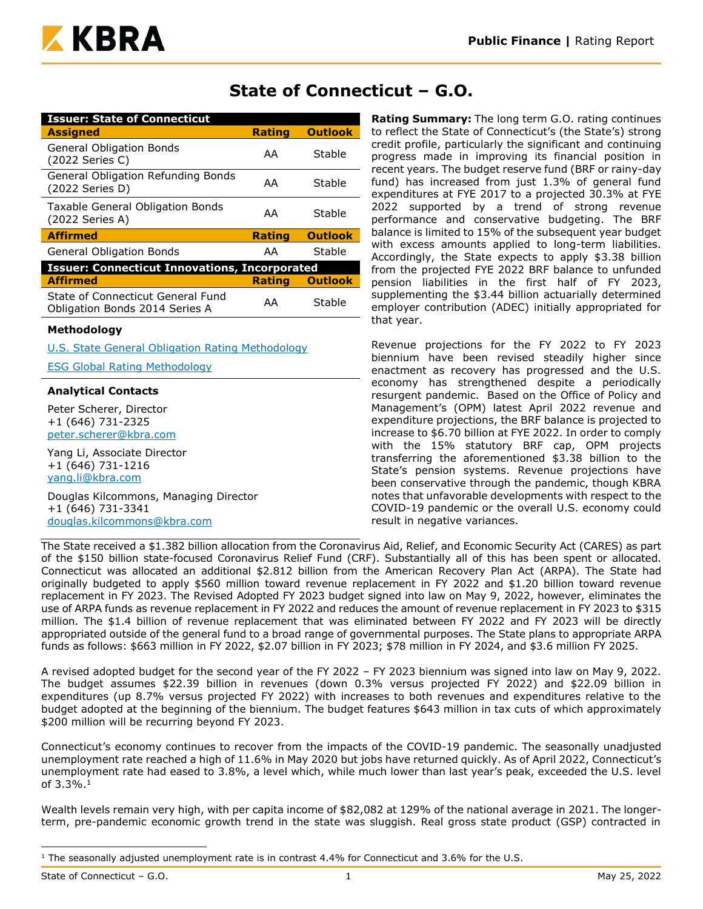# State of Connecticut – G.O.

| Issuer: State of Connecticut | | |
|---|---|---|
| **Assigned** | **Rating** | **Outlook** |
| General Obligation Bonds (2022 Series C) | AA | Stable |
| General Obligation Refunding Bonds (2022 Series D) | AA | Stable |
| Taxable General Obligation Bonds (2022 Series A) | AA | Stable |
| **Affirmed** | **Rating** | **Outlook** |
| General Obligation Bonds | AA | Stable |
| **Issuer: Connecticut Innovations, Incorporated** | | |
| **Affirmed** | **Rating** | **Outlook** |
| State of Connecticut General Fund Obligation Bonds 2014 Series A | AA | Stable |

**Methodology**

U.S. State General Obligation Rating Methodology

ESG Global Rating Methodology

**Analytical Contacts**

Peter Scherer, Director
+1 (646) 731-2325
peter.scherer@kbra.com

Yang Li, Associate Director
+1 (646) 731-1216
yang.li@kbra.com

Douglas Kilcommons, Managing Director
+1 (646) 731-3341
douglas.kilcommons@kbra.com

**Rating Summary:** The long term G.O. rating continues to reflect the State of Connecticut's (the State's) strong credit profile, particularly the significant and continuing progress made in improving its financial position in recent years. The budget reserve fund (BRF or rainy-day fund) has increased from just 1.3% of general fund expenditures at FYE 2017 to a projected 30.3% at FYE 2022 supported by a trend of strong revenue performance and conservative budgeting. The BRF balance is limited to 15% of the subsequent year budget with excess amounts applied to long-term liabilities. Accordingly, the State expects to apply $3.38 billion from the projected FYE 2022 BRF balance to unfunded pension liabilities in the first half of FY 2023, supplementing the $3.44 billion actuarially determined employer contribution (ADEC) initially appropriated for that year.

Revenue projections for the FY 2022 to FY 2023 biennium have been revised steadily higher since enactment as recovery has progressed and the U.S. economy has strengthened despite a periodically resurgent pandemic. Based on the Office of Policy and Management's (OPM) latest April 2022 revenue and expenditure projections, the BRF balance is projected to increase to $6.70 billion at FYE 2022. In order to comply with the 15% statutory BRF cap, OPM projects transferring the aforementioned $3.38 billion to the State's pension systems. Revenue projections have been conservative through the pandemic, though KBRA notes that unfavorable developments with respect to the COVID-19 pandemic or the overall U.S. economy could result in negative variances.

The State received a $1.382 billion allocation from the Coronavirus Aid, Relief, and Economic Security Act (CARES) as part of the $150 billion state-focused Coronavirus Relief Fund (CRF). Substantially all of this has been spent or allocated. Connecticut was allocated an additional $2.812 billion from the American Recovery Plan Act (ARPA). The State had originally budgeted to apply $560 million toward revenue replacement in FY 2022 and $1.20 billion toward revenue replacement in FY 2023. The Revised Adopted FY 2023 budget signed into law on May 9, 2022, however, eliminates the use of ARPA funds as revenue replacement in FY 2022 and reduces the amount of revenue replacement in FY 2023 to $315 million. The $1.4 billion of revenue replacement that was eliminated between FY 2022 and FY 2023 will be directly appropriated outside of the general fund to a broad range of governmental purposes. The State plans to appropriate ARPA funds as follows: $663 million in FY 2022, $2.07 billion in FY 2023; $78 million in FY 2024, and $3.6 million FY 2025.

A revised adopted budget for the second year of the FY 2022 – FY 2023 biennium was signed into law on May 9, 2022. The budget assumes $22.39 billion in revenues (down 0.3% versus projected FY 2022) and $22.09 billion in expenditures (up 8.7% versus projected FY 2022) with increases to both revenues and expenditures relative to the budget adopted at the beginning of the biennium. The budget features $643 million in tax cuts of which approximately $200 million will be recurring beyond FY 2023.

Connecticut's economy continues to recover from the impacts of the COVID-19 pandemic. The seasonally unadjusted unemployment rate reached a high of 11.6% in May 2020 but jobs have returned quickly. As of April 2022, Connecticut's unemployment rate had eased to 3.8%, a level which, while much lower than last year's peak, exceeded the U.S. level of 3.3%.[1]

Wealth levels remain very high, with per capita income of $82,082 at 129% of the national average in 2021. The longer-term, pre-pandemic economic growth trend in the state was sluggish. Real gross state product (GSP) contracted in

[1] The seasonally adjusted unemployment rate is in contrast 4.4% for Connecticut and 3.6% for the U.S.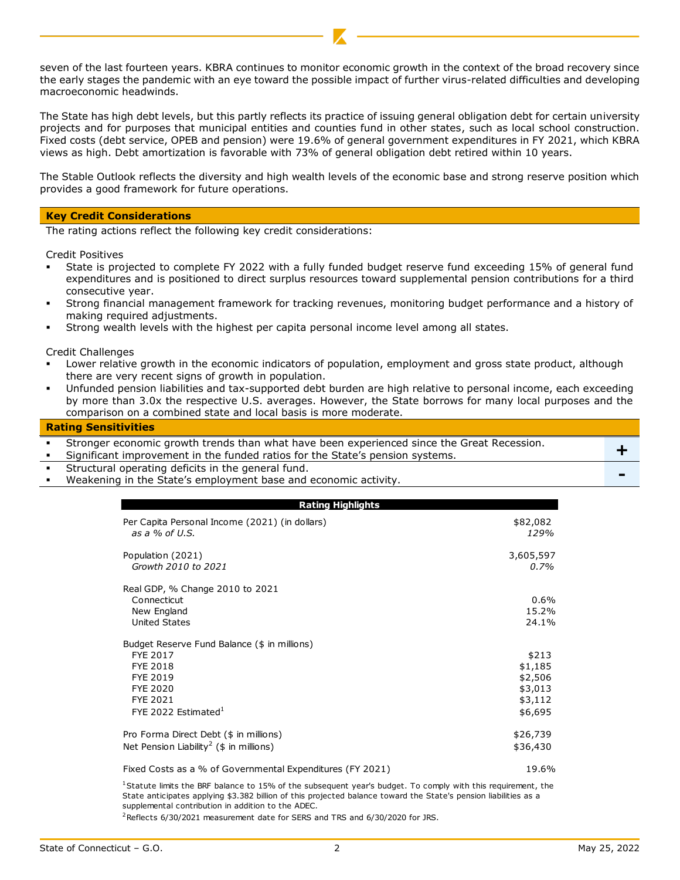seven of the last fourteen years. KBRA continues to monitor economic growth in the context of the broad recovery since the early stages the pandemic with an eye toward the possible impact of further virus-related difficulties and developing macroeconomic headwinds.

The State has high debt levels, but this partly reflects its practice of issuing general obligation debt for certain university projects and for purposes that municipal entities and counties fund in other states, such as local school construction. Fixed costs (debt service, OPEB and pension) were 19.6% of general government expenditures in FY 2021, which KBRA views as high. Debt amortization is favorable with 73% of general obligation debt retired within 10 years.

The Stable Outlook reflects the diversity and high wealth levels of the economic base and strong reserve position which provides a good framework for future operations.

## Key Credit Considerations

The rating actions reflect the following key credit considerations:

Credit Positives

- State is projected to complete FY 2022 with a fully funded budget reserve fund exceeding 15% of general fund expenditures and is positioned to direct surplus resources toward supplemental pension contributions for a third consecutive year.
- Strong financial management framework for tracking revenues, monitoring budget performance and a history of making required adjustments.
- Strong wealth levels with the highest per capita personal income level among all states.

Credit Challenges

- Lower relative growth in the economic indicators of population, employment and gross state product, although there are very recent signs of growth in population.
- Unfunded pension liabilities and tax-supported debt burden are high relative to personal income, each exceeding by more than 3.0x the respective U.S. averages. However, the State borrows for many local purposes and the comparison on a combined state and local basis is more moderate.

## Rating Sensitivities

| | |
|---|---|
| ▪ Stronger economic growth trends than what have been experienced since the Great Recession.<br>▪ Significant improvement in the funded ratios for the State's pension systems. | + |
| ▪ Structural operating deficits in the general fund.<br>▪ Weakening in the State's employment base and economic activity. | - |

| Rating Highlights | |
|---|---|
| Per Capita Personal Income (2021) (in dollars) | $82,082 |
| *as a % of U.S.* | *129%* |
| Population (2021) | 3,605,597 |
| *Growth 2010 to 2021* | *0.7%* |
| Real GDP, % Change 2010 to 2021 | |
| Connecticut | 0.6% |
| New England | 15.2% |
| United States | 24.1% |
| Budget Reserve Fund Balance ($ in millions) | |
| FYE 2017 | $213 |
| FYE 2018 | $1,185 |
| FYE 2019 | $2,506 |
| FYE 2020 | $3,013 |
| FYE 2021 | $3,112 |
| FYE 2022 Estimated[1] | $6,695 |
| Pro Forma Direct Debt ($ in millions) | $26,739 |
| Net Pension Liability[2] ($ in millions) | $36,430 |
| Fixed Costs as a % of Governmental Expenditures (FY 2021) | 19.6% |

[1]Statute limits the BRF balance to 15% of the subsequent year's budget. To comply with this requirement, the State anticipates applying $3.382 billion of this projected balance toward the State's pension liabilities as a supplemental contribution in addition to the ADEC.

[2]Reflects 6/30/2021 measurement date for SERS and TRS and 6/30/2020 for JRS.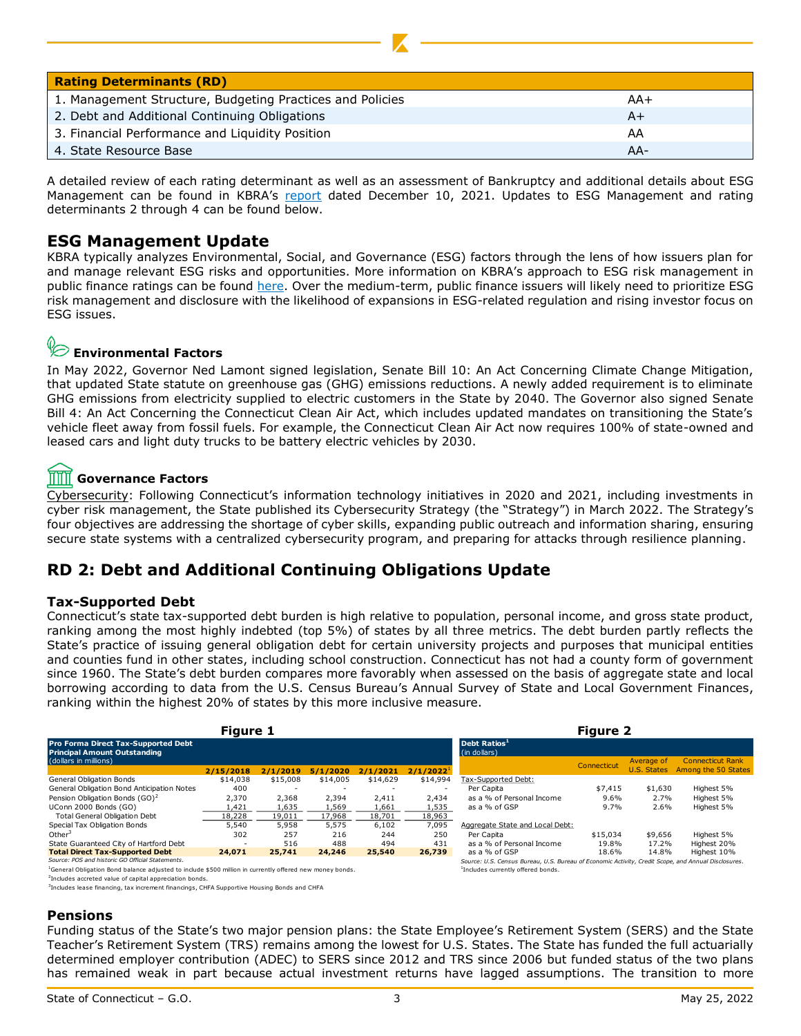| Rating Determinants (RD) | |
|---|---|
| 1. Management Structure, Budgeting Practices and Policies | AA+ |
| 2. Debt and Additional Continuing Obligations | A+ |
| 3. Financial Performance and Liquidity Position | AA |
| 4. State Resource Base | AA- |

A detailed review of each rating determinant as well as an assessment of Bankruptcy and additional details about ESG Management can be found in KBRA's report dated December 10, 2021. Updates to ESG Management and rating determinants 2 through 4 can be found below.

## ESG Management Update

KBRA typically analyzes Environmental, Social, and Governance (ESG) factors through the lens of how issuers plan for and manage relevant ESG risks and opportunities. More information on KBRA's approach to ESG risk management in public finance ratings can be found here. Over the medium-term, public finance issuers will likely need to prioritize ESG risk management and disclosure with the likelihood of expansions in ESG-related regulation and rising investor focus on ESG issues.

### Environmental Factors

In May 2022, Governor Ned Lamont signed legislation, Senate Bill 10: An Act Concerning Climate Change Mitigation, that updated State statute on greenhouse gas (GHG) emissions reductions. A newly added requirement is to eliminate GHG emissions from electricity supplied to electric customers in the State by 2040. The Governor also signed Senate Bill 4: An Act Concerning the Connecticut Clean Air Act, which includes updated mandates on transitioning the State's vehicle fleet away from fossil fuels. For example, the Connecticut Clean Air Act now requires 100% of state-owned and leased cars and light duty trucks to be battery electric vehicles by 2030.

### Governance Factors

Cybersecurity: Following Connecticut's information technology initiatives in 2020 and 2021, including investments in cyber risk management, the State published its Cybersecurity Strategy (the "Strategy") in March 2022. The Strategy's four objectives are addressing the shortage of cyber skills, expanding public outreach and information sharing, ensuring secure state systems with a centralized cybersecurity program, and preparing for attacks through resilience planning.

## RD 2: Debt and Additional Continuing Obligations Update

### Tax-Supported Debt

Connecticut's state tax-supported debt burden is high relative to population, personal income, and gross state product, ranking among the most highly indebted (top 5%) of states by all three metrics. The debt burden partly reflects the State's practice of issuing general obligation debt for certain university projects and purposes that municipal entities and counties fund in other states, including school construction. Connecticut has not had a county form of government since 1960. The State's debt burden compares more favorably when assessed on the basis of aggregate state and local borrowing according to data from the U.S. Census Bureau's Annual Survey of State and Local Government Finances, ranking within the highest 20% of states by this more inclusive measure.

**Figure 1**

| Pro Forma Direct Tax-Supported Debt Principal Amount Outstanding (dollars in millions) | 2/15/2018 | 2/1/2019 | 5/1/2020 | 2/1/2021 | 2/1/2022[1] |
|---|---|---|---|---|---|
| General Obligation Bonds | $14,038 | $15,008 | $14,005 | $14,629 | $14,994 |
| General Obligation Bond Anticipation Notes | 400 | - | - | - | - |
| Pension Obligation Bonds (GO)[2] | 2,370 | 2,368 | 2,394 | 2,411 | 2,434 |
| UConn 2000 Bonds (GO) | 1,421 | 1,635 | 1,569 | 1,661 | 1,535 |
| Total General Obligation Debt | 18,228 | 19,011 | 17,968 | 18,701 | 18,963 |
| Special Tax Obligation Bonds | 5,540 | 5,958 | 5,575 | 6,102 | 7,095 |
| Other[3] | 302 | 257 | 216 | 244 | 250 |
| State Guaranteed City of Hartford Debt | - | 516 | 488 | 494 | 431 |
| **Total Direct Tax-Supported Debt** | **24,071** | **25,741** | **24,246** | **25,540** | **26,739** |

*Source: POS and historic GO Official Statements.*

[1]General Obligation Bond balance adjusted to include $500 million in currently offered new money bonds.
[2]Includes accreted value of capital appreciation bonds.
[3]Includes lease financing, tax increment financings, CHFA Supportive Housing Bonds and CHFA

**Figure 2**

| Debt Ratios[1] (in dollars) | Connecticut | Average of U.S. States | Connecticut Rank Among the 50 States |
|---|---|---|---|
| Tax-Supported Debt: | | | |
| Per Capita | $7,415 | $1,630 | Highest 5% |
| as a % of Personal Income | 9.6% | 2.7% | Highest 5% |
| as a % of GSP | 9.7% | 2.6% | Highest 5% |
| Aggregate State and Local Debt: | | | |
| Per Capita | $15,034 | $9,656 | Highest 5% |
| as a % of Personal Income | 19.8% | 17.2% | Highest 20% |
| as a % of GSP | 18.6% | 14.8% | Highest 10% |

*Source: U.S. Census Bureau, U.S. Bureau of Economic Activity, Credit Scope, and Annual Disclosures.*

[1]Includes currently offered bonds.

### Pensions

Funding status of the State's two major pension plans: the State Employee's Retirement System (SERS) and the State Teacher's Retirement System (TRS) remains among the lowest for U.S. States. The State has funded the full actuarially determined employer contribution (ADEC) to SERS since 2012 and TRS since 2006 but funded status of the two plans has remained weak in part because actual investment returns have lagged assumptions. The transition to more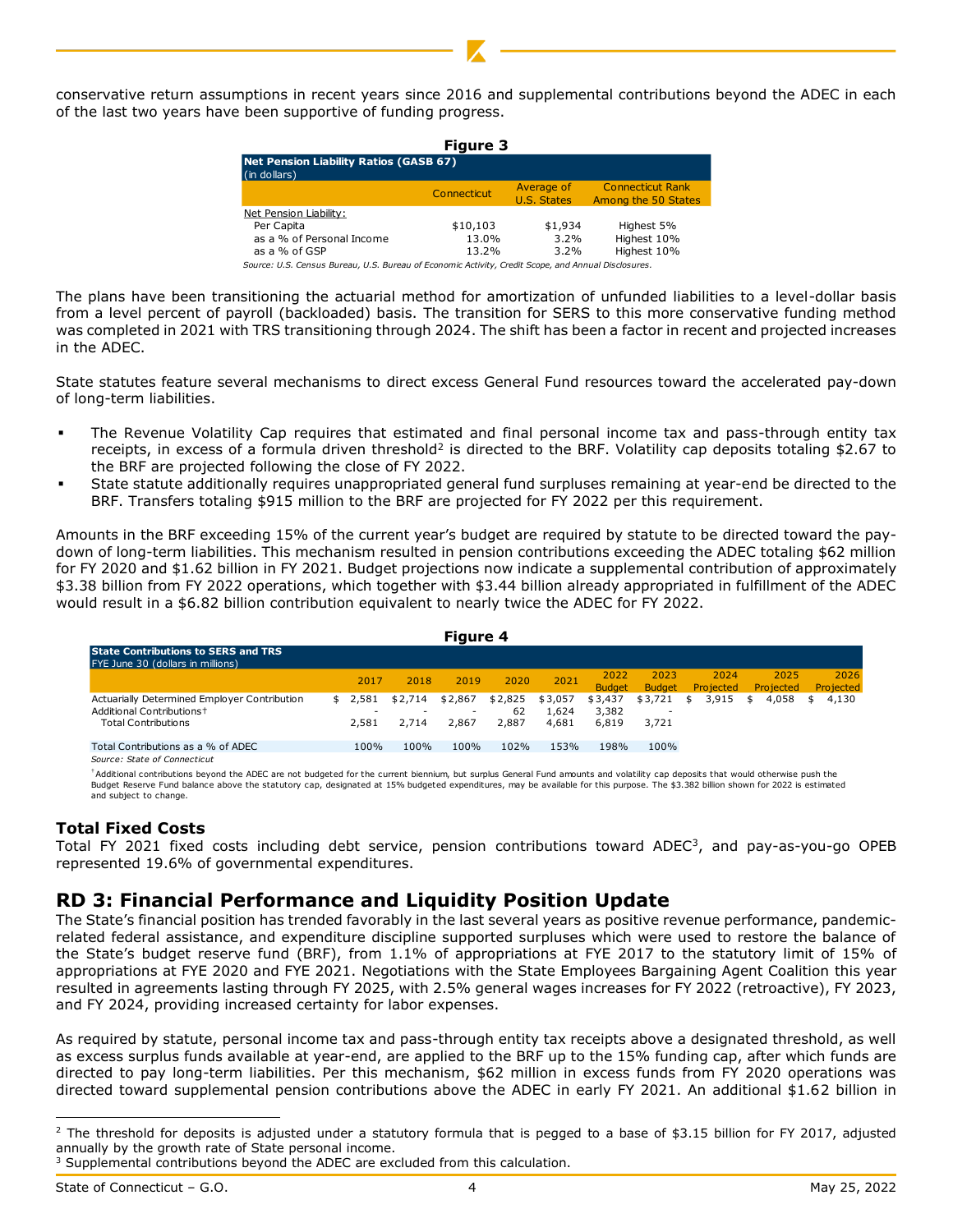conservative return assumptions in recent years since 2016 and supplemental contributions beyond the ADEC in each of the last two years have been supportive of funding progress.

**Figure 3**

| Net Pension Liability Ratios (GASB 67) (in dollars) | Connecticut | Average of U.S. States | Connecticut Rank Among the 50 States |
|---|---|---|---|
| Net Pension Liability: | | | |
| Per Capita | $10,103 | $1,934 | Highest 5% |
| as a % of Personal Income | 13.0% | 3.2% | Highest 10% |
| as a % of GSP | 13.2% | 3.2% | Highest 10% |

*Source: U.S. Census Bureau, U.S. Bureau of Economic Activity, Credit Scope, and Annual Disclosures.*

The plans have been transitioning the actuarial method for amortization of unfunded liabilities to a level-dollar basis from a level percent of payroll (backloaded) basis. The transition for SERS to this more conservative funding method was completed in 2021 with TRS transitioning through 2024. The shift has been a factor in recent and projected increases in the ADEC.

State statutes feature several mechanisms to direct excess General Fund resources toward the accelerated pay-down of long-term liabilities.

- The Revenue Volatility Cap requires that estimated and final personal income tax and pass-through entity tax receipts, in excess of a formula driven threshold[2] is directed to the BRF. Volatility cap deposits totaling $2.67 to the BRF are projected following the close of FY 2022.
- State statute additionally requires unappropriated general fund surpluses remaining at year-end be directed to the BRF. Transfers totaling $915 million to the BRF are projected for FY 2022 per this requirement.

Amounts in the BRF exceeding 15% of the current year's budget are required by statute to be directed toward the pay-down of long-term liabilities. This mechanism resulted in pension contributions exceeding the ADEC totaling $62 million for FY 2020 and $1.62 billion in FY 2021. Budget projections now indicate a supplemental contribution of approximately $3.38 billion from FY 2022 operations, which together with $3.44 billion already appropriated in fulfillment of the ADEC would result in a $6.82 billion contribution equivalent to nearly twice the ADEC for FY 2022.

**Figure 4**

| State Contributions to SERS and TRS FYE June 30 (dollars in millions) | 2017 | 2018 | 2019 | 2020 | 2021 | 2022 Budget | 2023 Budget | 2024 Projected | 2025 Projected | 2026 Projected |
|---|---|---|---|---|---|---|---|---|---|---|
| Actuarially Determined Employer Contribution | $ 2,581 | $2,714 | $2,867 | $2,825 | $3,057 | $3,437 | $3,721 | $ 3,915 | $ 4,058 | $ 4,130 |
| Additional Contributions† | - | - | - | 62 | 1,624 | 3,382 | - | | | |
| Total Contributions | 2,581 | 2,714 | 2,867 | 2,887 | 4,681 | 6,819 | 3,721 | | | |
| Total Contributions as a % of ADEC | 100% | 100% | 100% | 102% | 153% | 198% | 100% | | | |

*Source: State of Connecticut*

†Additional contributions beyond the ADEC are not budgeted for the current biennium, but surplus General Fund amounts and volatility cap deposits that would otherwise push the Budget Reserve Fund balance above the statutory cap, designated at 15% budgeted expenditures, may be available for this purpose. The $3.382 billion shown for 2022 is estimated and subject to change.

### Total Fixed Costs

Total FY 2021 fixed costs including debt service, pension contributions toward ADEC[3], and pay-as-you-go OPEB represented 19.6% of governmental expenditures.

## RD 3: Financial Performance and Liquidity Position Update

The State's financial position has trended favorably in the last several years as positive revenue performance, pandemic-related federal assistance, and expenditure discipline supported surpluses which were used to restore the balance of the State's budget reserve fund (BRF), from 1.1% of appropriations at FYE 2017 to the statutory limit of 15% of appropriations at FYE 2020 and FYE 2021. Negotiations with the State Employees Bargaining Agent Coalition this year resulted in agreements lasting through FY 2025, with 2.5% general wages increases for FY 2022 (retroactive), FY 2023, and FY 2024, providing increased certainty for labor expenses.

As required by statute, personal income tax and pass-through entity tax receipts above a designated threshold, as well as excess surplus funds available at year-end, are applied to the BRF up to the 15% funding cap, after which funds are directed to pay long-term liabilities. Per this mechanism, $62 million in excess funds from FY 2020 operations was directed toward supplemental pension contributions above the ADEC in early FY 2021. An additional $1.62 billion in

---

[2] The threshold for deposits is adjusted under a statutory formula that is pegged to a base of $3.15 billion for FY 2017, adjusted annually by the growth rate of State personal income.

[3] Supplemental contributions beyond the ADEC are excluded from this calculation.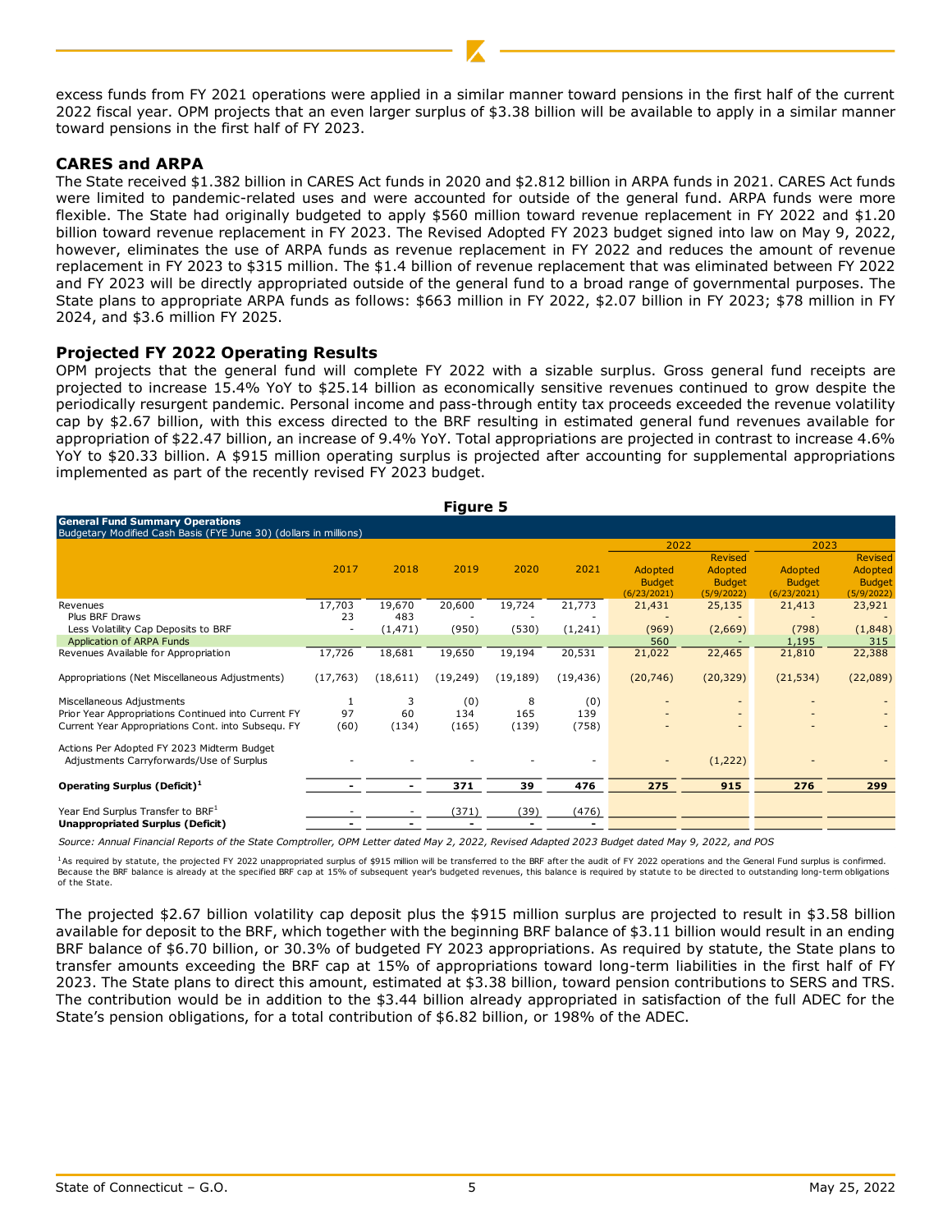excess funds from FY 2021 operations were applied in a similar manner toward pensions in the first half of the current 2022 fiscal year. OPM projects that an even larger surplus of $3.38 billion will be available to apply in a similar manner toward pensions in the first half of FY 2023.

## CARES and ARPA

The State received $1.382 billion in CARES Act funds in 2020 and $2.812 billion in ARPA funds in 2021. CARES Act funds were limited to pandemic-related uses and were accounted for outside of the general fund. ARPA funds were more flexible. The State had originally budgeted to apply $560 million toward revenue replacement in FY 2022 and $1.20 billion toward revenue replacement in FY 2023. The Revised Adopted FY 2023 budget signed into law on May 9, 2022, however, eliminates the use of ARPA funds as revenue replacement in FY 2022 and reduces the amount of revenue replacement in FY 2023 to $315 million. The $1.4 billion of revenue replacement that was eliminated between FY 2022 and FY 2023 will be directly appropriated outside of the general fund to a broad range of governmental purposes. The State plans to appropriate ARPA funds as follows: $663 million in FY 2022, $2.07 billion in FY 2023; $78 million in FY 2024, and $3.6 million FY 2025.

## Projected FY 2022 Operating Results

OPM projects that the general fund will complete FY 2022 with a sizable surplus. Gross general fund receipts are projected to increase 15.4% YoY to $25.14 billion as economically sensitive revenues continued to grow despite the periodically resurgent pandemic. Personal income and pass-through entity tax proceeds exceeded the revenue volatility cap by $2.67 billion, with this excess directed to the BRF resulting in estimated general fund revenues available for appropriation of $22.47 billion, an increase of 9.4% YoY. Total appropriations are projected in contrast to increase 4.6% YoY to $20.33 billion. A $915 million operating surplus is projected after accounting for supplemental appropriations implemented as part of the recently revised FY 2023 budget.

**Figure 5**

**General Fund Summary Operations**
Budgetary Modified Cash Basis (FYE June 30) (dollars in millions)

| | 2017 | 2018 | 2019 | 2020 | 2021 | 2022 Adopted Budget (6/23/2021) | 2022 Revised Adopted Budget (5/9/2022) | 2023 Adopted Budget (6/23/2021) | 2023 Revised Adopted Budget (5/9/2022) |
|---|---|---|---|---|---|---|---|---|---|
| Revenues | 17,703 | 19,670 | 20,600 | 19,724 | 21,773 | 21,431 | 25,135 | 21,413 | 23,921 |
| Plus BRF Draws | 23 | 483 | - | - | - | - | - | - | - |
| Less Volatility Cap Deposits to BRF | - | (1,471) | (950) | (530) | (1,241) | (969) | (2,669) | (798) | (1,848) |
| Application of ARPA Funds | | | | | | 560 | - | 1,195 | 315 |
| Revenues Available for Appropriation | 17,726 | 18,681 | 19,650 | 19,194 | 20,531 | 21,022 | 22,465 | 21,810 | 22,388 |
| Appropriations (Net Miscellaneous Adjustments) | (17,763) | (18,611) | (19,249) | (19,189) | (19,436) | (20,746) | (20,329) | (21,534) | (22,089) |
| Miscellaneous Adjustments | 1 | 3 | (0) | 8 | (0) | - | - | - | - |
| Prior Year Appropriations Continued into Current FY | 97 | 60 | 134 | 165 | 139 | - | - | - | - |
| Current Year Appropriations Cont. into Subsequ. FY | (60) | (134) | (165) | (139) | (758) | - | - | - | - |
| Actions Per Adopted FY 2023 Midterm Budget Adjustments Carryforwards/Use of Surplus | - | - | - | - | - | - | (1,222) | - | - |
| **Operating Surplus (Deficit)[1]** | **-** | **-** | **371** | **39** | **476** | **275** | **915** | **276** | **299** |
| Year End Surplus Transfer to BRF[1] | - | - | (371) | (39) | (476) | | | | |
| **Unappropriated Surplus (Deficit)** | **-** | **-** | **-** | **-** | **-** | | | | |

*Source: Annual Financial Reports of the State Comptroller, OPM Letter dated May 2, 2022, Revised Adapted 2023 Budget dated May 9, 2022, and POS*

[1]As required by statute, the projected FY 2022 unappropriated surplus of $915 million will be transferred to the BRF after the audit of FY 2022 operations and the General Fund surplus is confirmed. Because the BRF balance is already at the specified BRF cap at 15% of subsequent year's budgeted revenues, this balance is required by statute to be directed to outstanding long-term obligations of the State.

The projected $2.67 billion volatility cap deposit plus the $915 million surplus are projected to result in $3.58 billion available for deposit to the BRF, which together with the beginning BRF balance of $3.11 billion would result in an ending BRF balance of $6.70 billion, or 30.3% of budgeted FY 2023 appropriations. As required by statute, the State plans to transfer amounts exceeding the BRF cap at 15% of appropriations toward long-term liabilities in the first half of FY 2023. The State plans to direct this amount, estimated at $3.38 billion, toward pension contributions to SERS and TRS. The contribution would be in addition to the $3.44 billion already appropriated in satisfaction of the full ADEC for the State's pension obligations, for a total contribution of $6.82 billion, or 198% of the ADEC.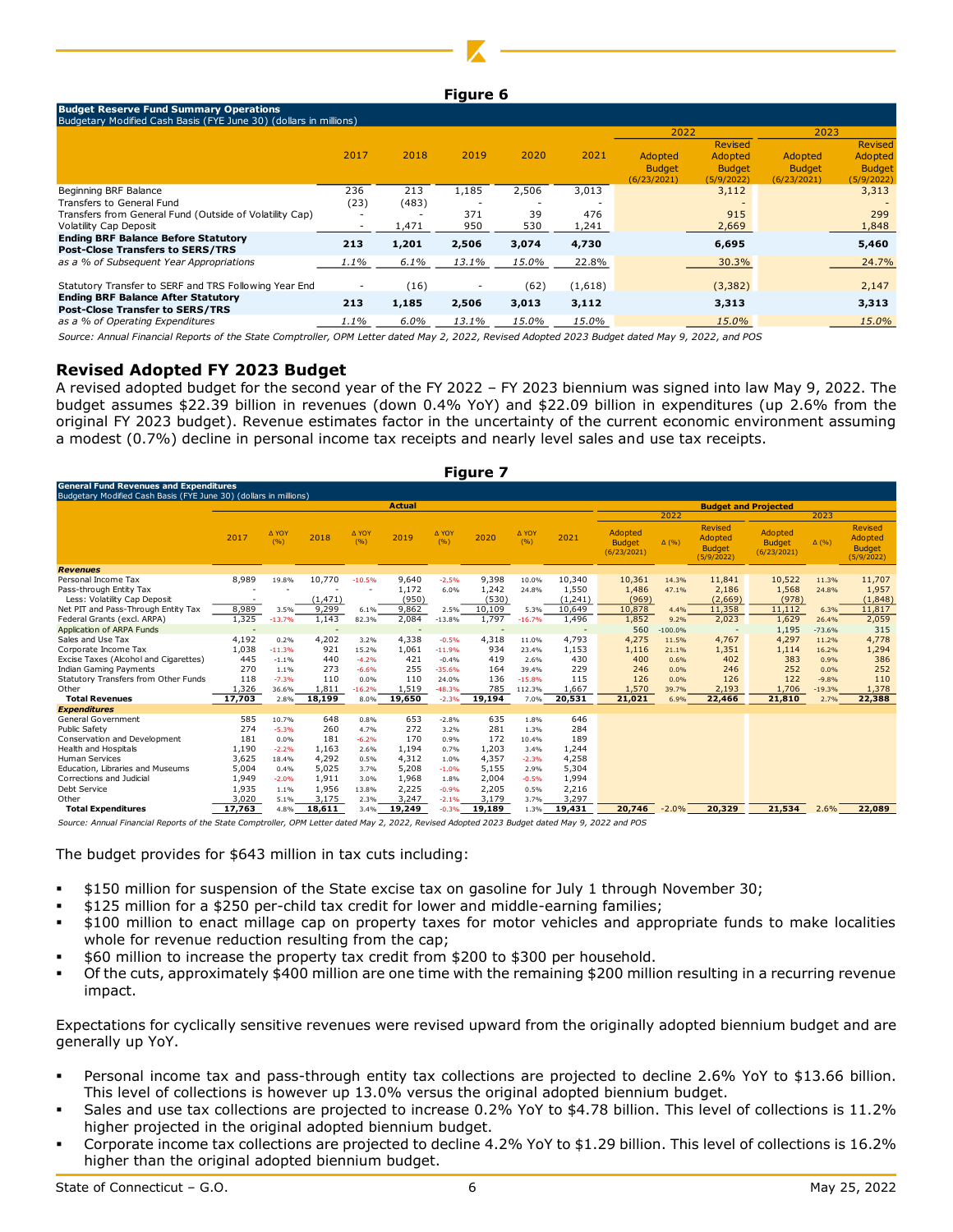**Figure 6**

| Budget Reserve Fund Summary Operations<br>Budgetary Modified Cash Basis (FYE June 30) (dollars in millions) | | | | | | 2022 | | 2023 | |
|---|---|---|---|---|---|---|---|---|---|
| | 2017 | 2018 | 2019 | 2020 | 2021 | Adopted Budget (6/23/2021) | Revised Adopted Budget (5/9/2022) | Adopted Budget (6/23/2021) | Revised Adopted Budget (5/9/2022) |
| Beginning BRF Balance | 236 | 213 | 1,185 | 2,506 | 3,013 | | 3,112 | | 3,313 |
| Transfers to General Fund | (23) | (483) | - | - | - | | - | | - |
| Transfers from General Fund (Outside of Volatility Cap) | - | - | 371 | 39 | 476 | | 915 | | 299 |
| Volatility Cap Deposit | - | 1,471 | 950 | 530 | 1,241 | | 2,669 | | 1,848 |
| **Ending BRF Balance Before Statutory Post-Close Transfers to SERS/TRS** | **213** | **1,201** | **2,506** | **3,074** | **4,730** | | **6,695** | | **5,460** |
| *as a % of Subsequent Year Appropriations* | *1.1%* | *6.1%* | *13.1%* | *15.0%* | *22.8%* | | *30.3%* | | *24.7%* |
| Statutory Transfer to SERF and TRS Following Year End | - | (16) | - | (62) | (1,618) | | (3,382) | | 2,147 |
| **Ending BRF Balance After Statutory Post-Close Transfer to SERS/TRS** | **213** | **1,185** | **2,506** | **3,013** | **3,112** | | **3,313** | | **3,313** |
| *as a % of Operating Expenditures* | *1.1%* | *6.0%* | *13.1%* | *15.0%* | *15.0%* | | *15.0%* | | *15.0%* |

*Source: Annual Financial Reports of the State Comptroller, OPM Letter dated May 2, 2022, Revised Adopted 2023 Budget dated May 9, 2022, and POS*

## Revised Adopted FY 2023 Budget

A revised adopted budget for the second year of the FY 2022 – FY 2023 biennium was signed into law May 9, 2022. The budget assumes $22.39 billion in revenues (down 0.4% YoY) and $22.09 billion in expenditures (up 2.6% from the original FY 2023 budget). Revenue estimates factor in the uncertainty of the current economic environment assuming a modest (0.7%) decline in personal income tax receipts and nearly level sales and use tax receipts.

**Figure 7**

| General Fund Revenues and Expenditures<br>Budgetary Modified Cash Basis (FYE June 30) (dollars in millions) | Actual | | | | | | | | | Budget and Projected | | | | | |
|---|---|---|---|---|---|---|---|---|---|---|---|---|---|---|---|
| | | | | | | | | | | 2022 | | | 2023 | | |
| | 2017 | Δ YOY (%) | 2018 | Δ YOY (%) | 2019 | Δ YOY (%) | 2020 | Δ YOY (%) | 2021 | Adopted Budget (6/23/2021) | Δ (%) | Revised Adopted Budget (5/9/2022) | Adopted Budget (6/23/2021) | Δ (%) | Revised Adopted Budget (5/9/2022) |
| ***Revenues*** | | | | | | | | | | | | | | | |
| Personal Income Tax | 8,989 | 19.8% | 10,770 | -10.5% | 9,640 | -2.5% | 9,398 | 10.0% | 10,340 | 10,361 | 14.3% | 11,841 | 10,522 | 11.3% | 11,707 |
| Pass-through Entity Tax | - | - | - | - | 1,172 | 6.0% | 1,242 | 24.8% | 1,550 | 1,486 | 47.1% | 2,186 | 1,568 | 24.8% | 1,957 |
| Less: Volatility Cap Deposit | - | | (1,471) | | (950) | | (530) | | (1,241) | (969) | | (2,669) | (978) | | (1,848) |
| Net PIT and Pass-Through Entity Tax | 8,989 | 3.5% | 9,299 | 6.1% | 9,862 | 2.5% | 10,109 | 5.3% | 10,649 | 10,878 | 4.4% | 11,358 | 11,112 | 6.3% | 11,817 |
| Federal Grants (excl. ARPA) | 1,325 | -13.7% | 1,143 | 82.3% | 2,084 | -13.8% | 1,797 | -16.7% | 1,496 | 1,852 | 9.2% | 2,023 | 1,629 | 26.4% | 2,059 |
| Application of ARPA Funds | - | | - | | - | | - | | - | 560 | -100.0% | - | 1,195 | -73.6% | 315 |
| Sales and Use Tax | 4,192 | 0.2% | 4,202 | 3.2% | 4,338 | -0.5% | 4,318 | 11.0% | 4,793 | 4,275 | 11.5% | 4,767 | 4,297 | 11.2% | 4,778 |
| Corporate Income Tax | 1,038 | -11.3% | 921 | 15.2% | 1,061 | -11.9% | 934 | 23.4% | 1,153 | 1,116 | 21.1% | 1,351 | 1,114 | 16.2% | 1,294 |
| Excise Taxes (Alcohol and Cigarettes) | 445 | -1.1% | 440 | -4.2% | 421 | -0.4% | 419 | 2.6% | 430 | 400 | 0.6% | 402 | 383 | 0.9% | 386 |
| Indian Gaming Payments | 270 | 1.1% | 273 | -6.6% | 255 | -35.6% | 164 | 39.4% | 229 | 246 | 0.0% | 246 | 252 | 0.0% | 252 |
| Statutory Transfers from Other Funds | 118 | -7.3% | 110 | 0.0% | 110 | 24.0% | 136 | -15.8% | 115 | 126 | 0.0% | 126 | 122 | -9.8% | 110 |
| Other | 1,326 | 36.6% | 1,811 | -16.2% | 1,519 | -48.3% | 785 | 112.3% | 1,667 | 1,570 | 39.7% | 2,193 | 1,706 | -19.3% | 1,378 |
| **Total Revenues** | **17,703** | 2.8% | **18,199** | 8.0% | **19,650** | -2.3% | **19,194** | 7.0% | **20,531** | **21,021** | 6.9% | **22,466** | **21,810** | 2.7% | **22,388** |
| ***Expenditures*** | | | | | | | | | | | | | | | |
| General Government | 585 | 10.7% | 648 | 0.8% | 653 | -2.8% | 635 | 1.8% | 646 | | | | | | |
| Public Safety | 274 | -5.3% | 260 | 4.7% | 272 | 3.2% | 281 | 1.3% | 284 | | | | | | |
| Conservation and Development | 181 | 0.0% | 181 | -6.2% | 170 | 0.9% | 172 | 10.4% | 189 | | | | | | |
| Health and Hospitals | 1,190 | -2.2% | 1,163 | 2.6% | 1,194 | 0.7% | 1,203 | 3.4% | 1,244 | | | | | | |
| Human Services | 3,625 | 18.4% | 4,292 | 0.5% | 4,312 | 1.0% | 4,357 | -2.3% | 4,258 | | | | | | |
| Education, Libraries and Museums | 5,004 | 0.4% | 5,025 | 3.7% | 5,208 | -1.0% | 5,155 | 2.9% | 5,304 | | | | | | |
| Corrections and Judicial | 1,949 | -2.0% | 1,911 | 3.0% | 1,968 | 1.8% | 2,004 | -0.5% | 1,994 | | | | | | |
| Debt Service | 1,935 | 1.1% | 1,956 | 13.8% | 2,225 | -0.9% | 2,205 | 0.5% | 2,216 | | | | | | |
| Other | 3,020 | 5.1% | 3,175 | 2.3% | 3,247 | -2.1% | 3,179 | 3.7% | 3,297 | | | | | | |
| **Total Expenditures** | **17,763** | 4.8% | **18,611** | 3.4% | **19,249** | -0.3% | **19,189** | 1.3% | **19,431** | **20,746** | -2.0% | **20,329** | **21,534** | 2.6% | **22,089** |

*Source: Annual Financial Reports of the State Comptroller, OPM Letter dated May 2, 2022, Revised Adopted 2023 Budget dated May 9, 2022 and POS*

The budget provides for $643 million in tax cuts including:

- $150 million for suspension of the State excise tax on gasoline for July 1 through November 30;
- $125 million for a $250 per-child tax credit for lower and middle-earning families;
- $100 million to enact millage cap on property taxes for motor vehicles and appropriate funds to make localities whole for revenue reduction resulting from the cap;
- $60 million to increase the property tax credit from $200 to $300 per household.
- Of the cuts, approximately $400 million are one time with the remaining $200 million resulting in a recurring revenue impact.

Expectations for cyclically sensitive revenues were revised upward from the originally adopted biennium budget and are generally up YoY.

- Personal income tax and pass-through entity tax collections are projected to decline 2.6% YoY to $13.66 billion. This level of collections is however up 13.0% versus the original adopted biennium budget.
- Sales and use tax collections are projected to increase 0.2% YoY to $4.78 billion. This level of collections is 11.2% higher projected in the original adopted biennium budget.
- Corporate income tax collections are projected to decline 4.2% YoY to $1.29 billion. This level of collections is 16.2% higher than the original adopted biennium budget.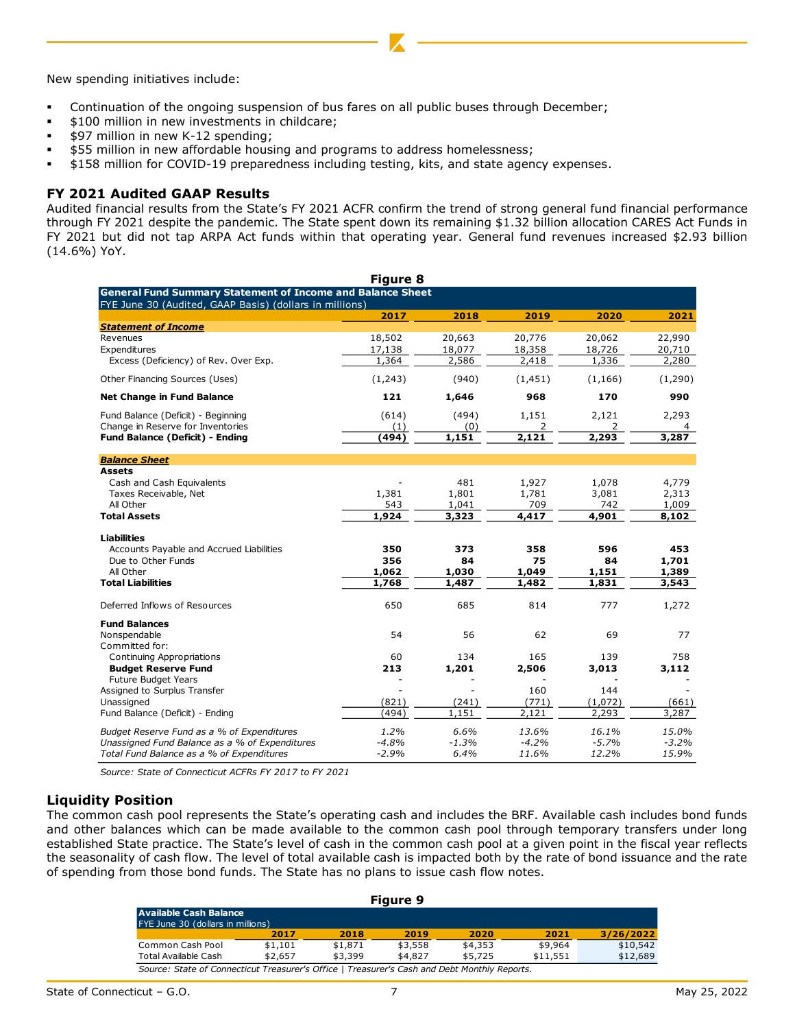New spending initiatives include:

- Continuation of the ongoing suspension of bus fares on all public buses through December;
- $100 million in new investments in childcare;
- $97 million in new K-12 spending;
- $55 million in new affordable housing and programs to address homelessness;
- $158 million for COVID-19 preparedness including testing, kits, and state agency expenses.

## FY 2021 Audited GAAP Results

Audited financial results from the State's FY 2021 ACFR confirm the trend of strong general fund financial performance through FY 2021 despite the pandemic. The State spent down its remaining $1.32 billion allocation CARES Act Funds in FY 2021 but did not tap ARPA Act funds within that operating year. General fund revenues increased $2.93 billion (14.6%) YoY.

**Figure 8**

**General Fund Summary Statement of Income and Balance Sheet**
FYE June 30 (Audited, GAAP Basis) (dollars in millions)

| | 2017 | 2018 | 2019 | 2020 | 2021 |
|---|---|---|---|---|---|
| ***Statement of Income*** | | | | | |
| Revenues | 18,502 | 20,663 | 20,776 | 20,062 | 22,990 |
| Expenditures | 17,138 | 18,077 | 18,358 | 18,726 | 20,710 |
| Excess (Deficiency) of Rev. Over Exp. | 1,364 | 2,586 | 2,418 | 1,336 | 2,280 |
| Other Financing Sources (Uses) | (1,243) | (940) | (1,451) | (1,166) | (1,290) |
| **Net Change in Fund Balance** | **121** | **1,646** | **968** | **170** | **990** |
| Fund Balance (Deficit) - Beginning | (614) | (494) | 1,151 | 2,121 | 2,293 |
| Change in Reserve for Inventories | (1) | (0) | 2 | 2 | 4 |
| **Fund Balance (Deficit) - Ending** | **(494)** | **1,151** | **2,121** | **2,293** | **3,287** |
| ***Balance Sheet*** | | | | | |
| **Assets** | | | | | |
| Cash and Cash Equivalents | - | 481 | 1,927 | 1,078 | 4,779 |
| Taxes Receivable, Net | 1,381 | 1,801 | 1,781 | 3,081 | 2,313 |
| All Other | 543 | 1,041 | 709 | 742 | 1,009 |
| **Total Assets** | **1,924** | **3,323** | **4,417** | **4,901** | **8,102** |
| **Liabilities** | | | | | |
| Accounts Payable and Accrued Liabilities | **350** | **373** | **358** | **596** | **453** |
| Due to Other Funds | **356** | **84** | **75** | **84** | **1,701** |
| All Other | **1,062** | **1,030** | **1,049** | **1,151** | **1,389** |
| **Total Liabilities** | **1,768** | **1,487** | **1,482** | **1,831** | **3,543** |
| Deferred Inflows of Resources | 650 | 685 | 814 | 777 | 1,272 |
| **Fund Balances** | | | | | |
| Nonspendable | 54 | 56 | 62 | 69 | 77 |
| Committed for: | | | | | |
| Continuing Appropriations | 60 | 134 | 165 | 139 | 758 |
| **Budget Reserve Fund** | **213** | **1,201** | **2,506** | **3,013** | **3,112** |
| Future Budget Years | - | - | - | - | - |
| Assigned to Surplus Transfer | - | - | 160 | 144 | - |
| Unassigned | (821) | (241) | (771) | (1,072) | (661) |
| Fund Balance (Deficit) - Ending | (494) | 1,151 | 2,121 | 2,293 | 3,287 |
| *Budget Reserve Fund as a % of Expenditures* | *1.2%* | *6.6%* | *13.6%* | *16.1%* | *15.0%* |
| *Unassigned Fund Balance as a % of Expenditures* | *-4.8%* | *-1.3%* | *-4.2%* | *-5.7%* | *-3.2%* |
| *Total Fund Balance as a % of Expenditures* | *-2.9%* | *6.4%* | *11.6%* | *12.2%* | *15.9%* |

*Source: State of Connecticut ACFRs FY 2017 to FY 2021*

## Liquidity Position

The common cash pool represents the State's operating cash and includes the BRF. Available cash includes bond funds and other balances which can be made available to the common cash pool through temporary transfers under long established State practice. The State's level of cash in the common cash pool at a given point in the fiscal year reflects the seasonality of cash flow. The level of total available cash is impacted both by the rate of bond issuance and the rate of spending from those bond funds. The State has no plans to issue cash flow notes.

**Figure 9**

**Available Cash Balance**
FYE June 30 (dollars in millions)

| | 2017 | 2018 | 2019 | 2020 | 2021 | 3/26/2022 |
|---|---|---|---|---|---|---|
| Common Cash Pool | $1,101 | $1,871 | $3,558 | $4,353 | $9,964 | $10,542 |
| Total Available Cash | $2,657 | $3,399 | $4,827 | $5,725 | $11,551 | $12,689 |

*Source: State of Connecticut Treasurer's Office | Treasurer's Cash and Debt Monthly Reports.*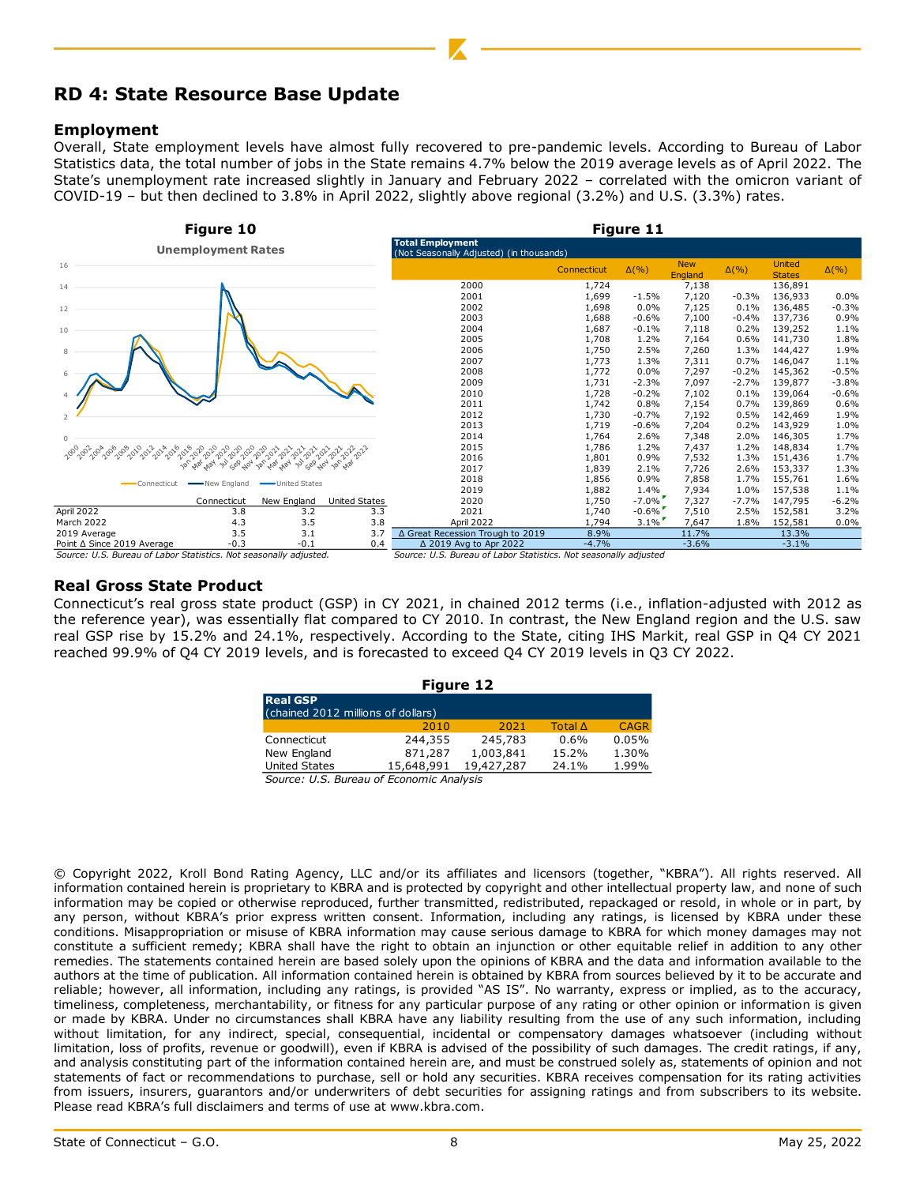## RD 4: State Resource Base Update

### Employment

Overall, State employment levels have almost fully recovered to pre-pandemic levels. According to Bureau of Labor Statistics data, the total number of jobs in the State remains 4.7% below the 2019 average levels as of April 2022. The State's unemployment rate increased slightly in January and February 2022 – correlated with the omicron variant of COVID-19 – but then declined to 3.8% in April 2022, slightly above regional (3.2%) and U.S. (3.3%) rates.

**Figure 10**

Unemployment Rates

16
14
12
10
8
6
4
2
0

2000 2002 2004 2006 2008 2010 2012 2014 2016 2018 Jan 2020 Mar 2020 May 2020 Jul 2020 Sep 2020 Nov 2020 Jan 2021 Mar 2021 May 2021 Jul 2021 Sep 2021 Nov 2021 Jan 2022 Mar 2022

Connecticut — New England — United States

| | Connecticut | New England | United States |
|---|---|---|---|
| April 2022 | 3.8 | 3.2 | 3.3 |
| March 2022 | 4.3 | 3.5 | 3.8 |
| 2019 Average | 3.5 | 3.1 | 3.7 |
| Point Δ Since 2019 Average | -0.3 | -0.1 | 0.4 |

*Source: U.S. Bureau of Labor Statistics. Not seasonally adjusted.*

**Figure 11**

| Total Employment (Not Seasonally Adjusted) (in thousands) | Connecticut | Δ(%) | New England | Δ(%) | United States | Δ(%) |
|---|---|---|---|---|---|---|
| 2000 | 1,724 | | 7,138 | | 136,891 | |
| 2001 | 1,699 | -1.5% | 7,120 | -0.3% | 136,933 | 0.0% |
| 2002 | 1,698 | 0.0% | 7,125 | 0.1% | 136,485 | -0.3% |
| 2003 | 1,688 | -0.6% | 7,100 | -0.4% | 137,736 | 0.9% |
| 2004 | 1,687 | -0.1% | 7,118 | 0.2% | 139,252 | 1.1% |
| 2005 | 1,708 | 1.2% | 7,164 | 0.6% | 141,730 | 1.8% |
| 2006 | 1,750 | 2.5% | 7,260 | 1.3% | 144,427 | 1.9% |
| 2007 | 1,773 | 1.3% | 7,311 | 0.7% | 146,047 | 1.1% |
| 2008 | 1,772 | 0.0% | 7,297 | -0.2% | 145,362 | -0.5% |
| 2009 | 1,731 | -2.3% | 7,097 | -2.7% | 139,877 | -3.8% |
| 2010 | 1,728 | -0.2% | 7,102 | 0.1% | 139,064 | -0.6% |
| 2011 | 1,742 | 0.8% | 7,154 | 0.7% | 139,869 | 0.6% |
| 2012 | 1,730 | -0.7% | 7,192 | 0.5% | 142,469 | 1.9% |
| 2013 | 1,719 | -0.6% | 7,204 | 0.2% | 143,929 | 1.0% |
| 2014 | 1,764 | 2.6% | 7,348 | 2.0% | 146,305 | 1.7% |
| 2015 | 1,786 | 1.2% | 7,437 | 1.2% | 148,834 | 1.7% |
| 2016 | 1,801 | 0.9% | 7,532 | 1.3% | 151,436 | 1.7% |
| 2017 | 1,839 | 2.1% | 7,726 | 2.6% | 153,337 | 1.3% |
| 2018 | 1,856 | 0.9% | 7,858 | 1.7% | 155,761 | 1.6% |
| 2019 | 1,882 | 1.4% | 7,934 | 1.0% | 157,538 | 1.1% |
| 2020 | 1,750 | -7.0% | 7,327 | -7.7% | 147,795 | -6.2% |
| 2021 | 1,740 | -0.6% | 7,510 | 2.5% | 152,581 | 3.2% |
| April 2022 | 1,794 | 3.1% | 7,647 | 1.8% | 152,581 | 0.0% |
| Δ Great Recession Trough to 2019 | 8.9% | | 11.7% | | 13.3% | |
| Δ 2019 Avg to Apr 2022 | -4.7% | | -3.6% | | -3.1% | |

*Source: U.S. Bureau of Labor Statistics. Not seasonally adjusted*

### Real Gross State Product

Connecticut's real gross state product (GSP) in CY 2021, in chained 2012 terms (i.e., inflation-adjusted with 2012 as the reference year), was essentially flat compared to CY 2010. In contrast, the New England region and the U.S. saw real GSP rise by 15.2% and 24.1%, respectively. According to the State, citing IHS Markit, real GSP in Q4 CY 2021 reached 99.9% of Q4 CY 2019 levels, and is forecasted to exceed Q4 CY 2019 levels in Q3 CY 2022.

**Figure 12**

| Real GSP (chained 2012 millions of dollars) | 2010 | 2021 | Total Δ | CAGR |
|---|---|---|---|---|
| Connecticut | 244,355 | 245,783 | 0.6% | 0.05% |
| New England | 871,287 | 1,003,841 | 15.2% | 1.30% |
| United States | 15,648,991 | 19,427,287 | 24.1% | 1.99% |

*Source: U.S. Bureau of Economic Analysis*

© Copyright 2022, Kroll Bond Rating Agency, LLC and/or its affiliates and licensors (together, "KBRA"). All rights reserved. All information contained herein is proprietary to KBRA and is protected by copyright and other intellectual property law, and none of such information may be copied or otherwise reproduced, further transmitted, redistributed, repackaged or resold, in whole or in part, by any person, without KBRA's prior express written consent. Information, including any ratings, is licensed by KBRA under these conditions. Misappropriation or misuse of KBRA information may cause serious damage to KBRA for which money damages may not constitute a sufficient remedy; KBRA shall have the right to obtain an injunction or other equitable relief in addition to any other remedies. The statements contained herein are based solely upon the opinions of KBRA and the data and information available to the authors at the time of publication. All information contained herein is obtained by KBRA from sources believed by it to be accurate and reliable; however, all information, including any ratings, is provided "AS IS". No warranty, express or implied, as to the accuracy, timeliness, completeness, merchantability, or fitness for any particular purpose of any rating or other opinion or information is given or made by KBRA. Under no circumstances shall KBRA have any liability resulting from the use of any such information, including without limitation, for any indirect, special, consequential, incidental or compensatory damages whatsoever (including without limitation, loss of profits, revenue or goodwill), even if KBRA is advised of the possibility of such damages. The credit ratings, if any, and analysis constituting part of the information contained herein are, and must be construed solely as, statements of opinion and not statements of fact or recommendations to purchase, sell or hold any securities. KBRA receives compensation for its rating activities from issuers, insurers, guarantors and/or underwriters of debt securities for assigning ratings and from subscribers to its website. Please read KBRA's full disclaimers and terms of use at www.kbra.com.